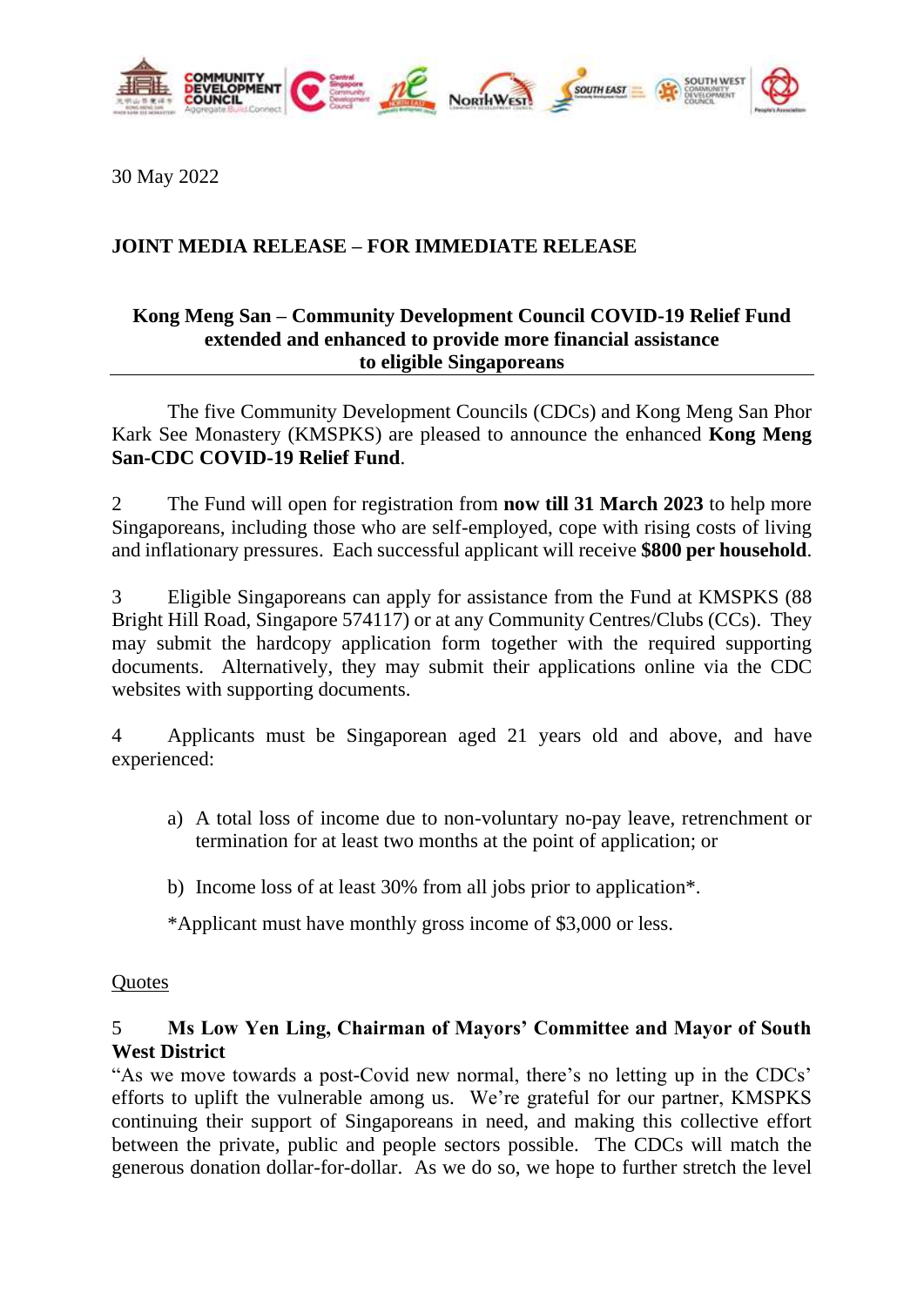30 May 2022

**JOINT MEDIA RELEASE – FOR IMMEDIATE RELEASE**

**Kong Meng San – Community Development Council COVID-19 Relief Fund extended and enhanced to provide more financial assistance to eligible Singaporeans**

The five Community Development Councils (CDCs) and Kong Meng San Phor Kark See Monastery (KMSPKS) are pleased to announce the enhanced **Kong Meng San-CDC COVID-19 Relief Fund**.

2 The Fund will open for registration from **now till 31 March 2023** to help more Singaporeans, including those who are self-employed, cope with rising costs of living and inflationary pressures. Each successful applicant will receive **$800 per household**.

3 Eligible Singaporeans can apply for assistance from the Fund at KMSPKS (88 Bright Hill Road, Singapore 574117) or at any Community Centres/Clubs (CCs). They may submit the hardcopy application form together with the required supporting documents. Alternatively, they may submit their applications online via the CDC websites with supporting documents.

4 Applicants must be Singaporean aged 21 years old and above, and have experienced:

a) A total loss of income due to non-voluntary no-pay leave, retrenchment or termination for at least two months at the point of application; or

b) Income loss of at least 30% from all jobs prior to application*.

*Applicant must have monthly gross income of $3,000 or less.

<u>Quotes</u>

5 **Ms Low Yen Ling, Chairman of Mayors' Committee and Mayor of South West District**
"As we move towards a post-Covid new normal, there's no letting up in the CDCs' efforts to uplift the vulnerable among us. We're grateful for our partner, KMSPKS continuing their support of Singaporeans in need, and making this collective effort between the private, public and people sectors possible. The CDCs will match the generous donation dollar-for-dollar. As we do so, we hope to further stretch the level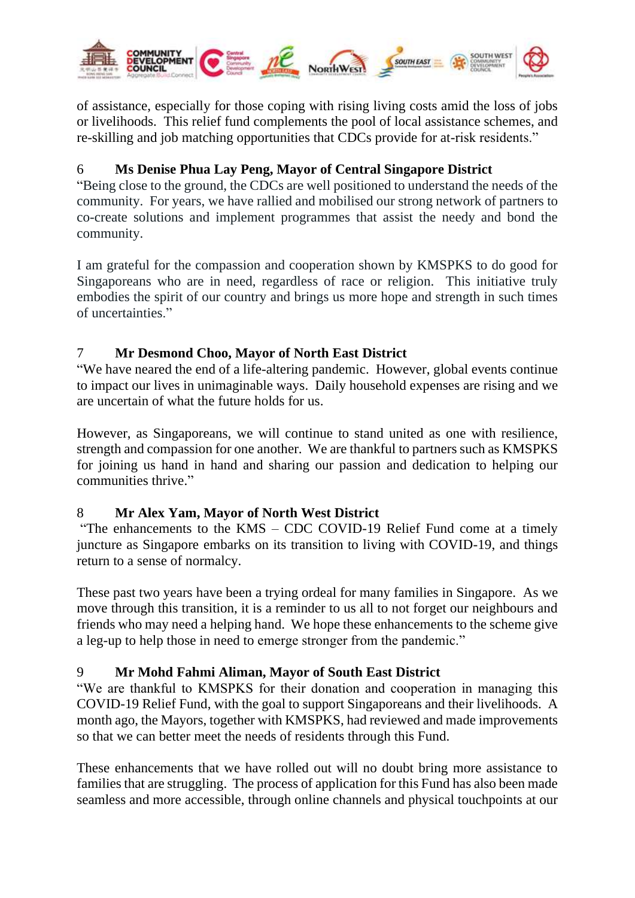of assistance, especially for those coping with rising living costs amid the loss of jobs or livelihoods. This relief fund complements the pool of local assistance schemes, and re-skilling and job matching opportunities that CDCs provide for at-risk residents."

6 **Ms Denise Phua Lay Peng, Mayor of Central Singapore District**

"Being close to the ground, the CDCs are well positioned to understand the needs of the community. For years, we have rallied and mobilised our strong network of partners to co-create solutions and implement programmes that assist the needy and bond the community.

I am grateful for the compassion and cooperation shown by KMSPKS to do good for Singaporeans who are in need, regardless of race or religion. This initiative truly embodies the spirit of our country and brings us more hope and strength in such times of uncertainties."

7 **Mr Desmond Choo, Mayor of North East District**

"We have neared the end of a life-altering pandemic. However, global events continue to impact our lives in unimaginable ways. Daily household expenses are rising and we are uncertain of what the future holds for us.

However, as Singaporeans, we will continue to stand united as one with resilience, strength and compassion for one another. We are thankful to partners such as KMSPKS for joining us hand in hand and sharing our passion and dedication to helping our communities thrive."

8 **Mr Alex Yam, Mayor of North West District**

"The enhancements to the KMS – CDC COVID-19 Relief Fund come at a timely juncture as Singapore embarks on its transition to living with COVID-19, and things return to a sense of normalcy.

These past two years have been a trying ordeal for many families in Singapore. As we move through this transition, it is a reminder to us all to not forget our neighbours and friends who may need a helping hand. We hope these enhancements to the scheme give a leg-up to help those in need to emerge stronger from the pandemic."

9 **Mr Mohd Fahmi Aliman, Mayor of South East District**

"We are thankful to KMSPKS for their donation and cooperation in managing this COVID-19 Relief Fund, with the goal to support Singaporeans and their livelihoods. A month ago, the Mayors, together with KMSPKS, had reviewed and made improvements so that we can better meet the needs of residents through this Fund.

These enhancements that we have rolled out will no doubt bring more assistance to families that are struggling. The process of application for this Fund has also been made seamless and more accessible, through online channels and physical touchpoints at our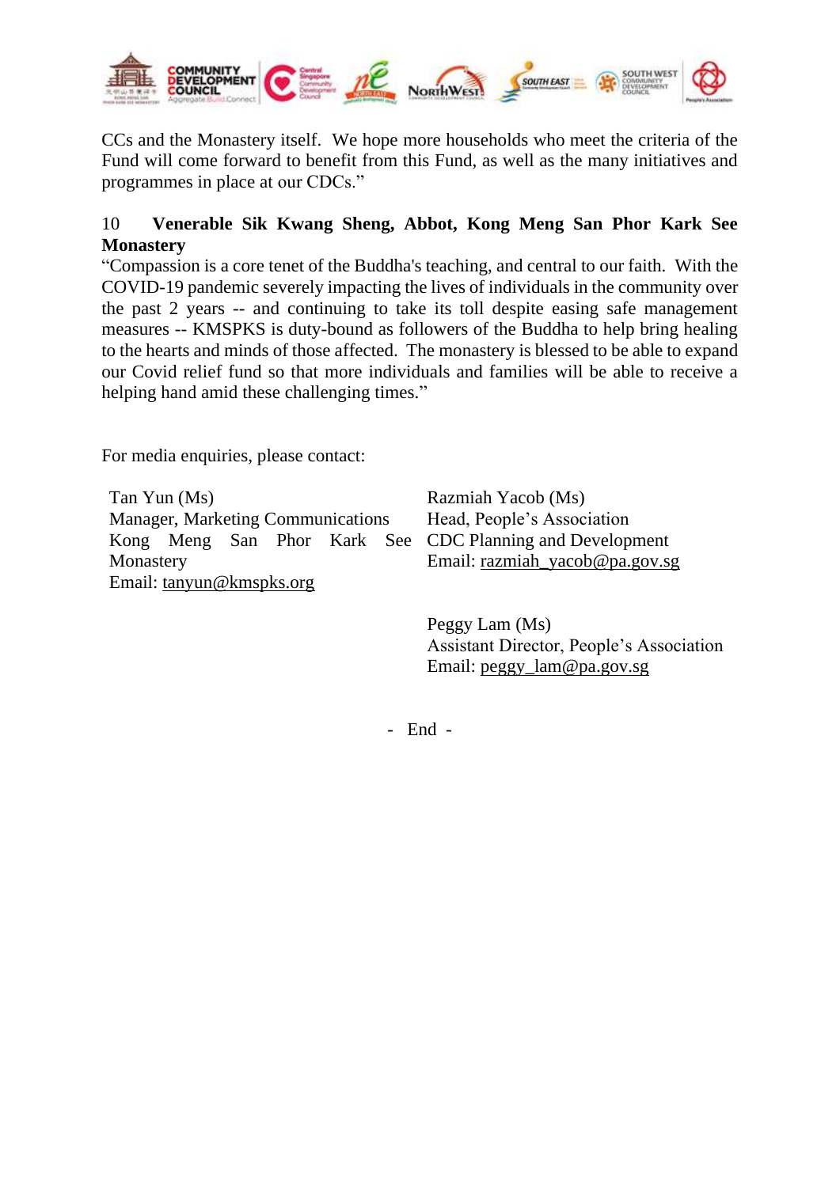CCs and the Monastery itself. We hope more households who meet the criteria of the Fund will come forward to benefit from this Fund, as well as the many initiatives and programmes in place at our CDCs."

10 **Venerable Sik Kwang Sheng, Abbot, Kong Meng San Phor Kark See Monastery**

"Compassion is a core tenet of the Buddha's teaching, and central to our faith. With the COVID-19 pandemic severely impacting the lives of individuals in the community over the past 2 years -- and continuing to take its toll despite easing safe management measures -- KMSPKS is duty-bound as followers of the Buddha to help bring healing to the hearts and minds of those affected. The monastery is blessed to be able to expand our Covid relief fund so that more individuals and families will be able to receive a helping hand amid these challenging times."

For media enquiries, please contact:

Tan Yun (Ms)
Manager, Marketing Communications
Kong Meng San Phor Kark See Monastery
Email: tanyun@kmspks.org

Razmiah Yacob (Ms)
Head, People's Association
CDC Planning and Development
Email: razmiah_yacob@pa.gov.sg

Peggy Lam (Ms)
Assistant Director, People's Association
Email: peggy_lam@pa.gov.sg

\- End -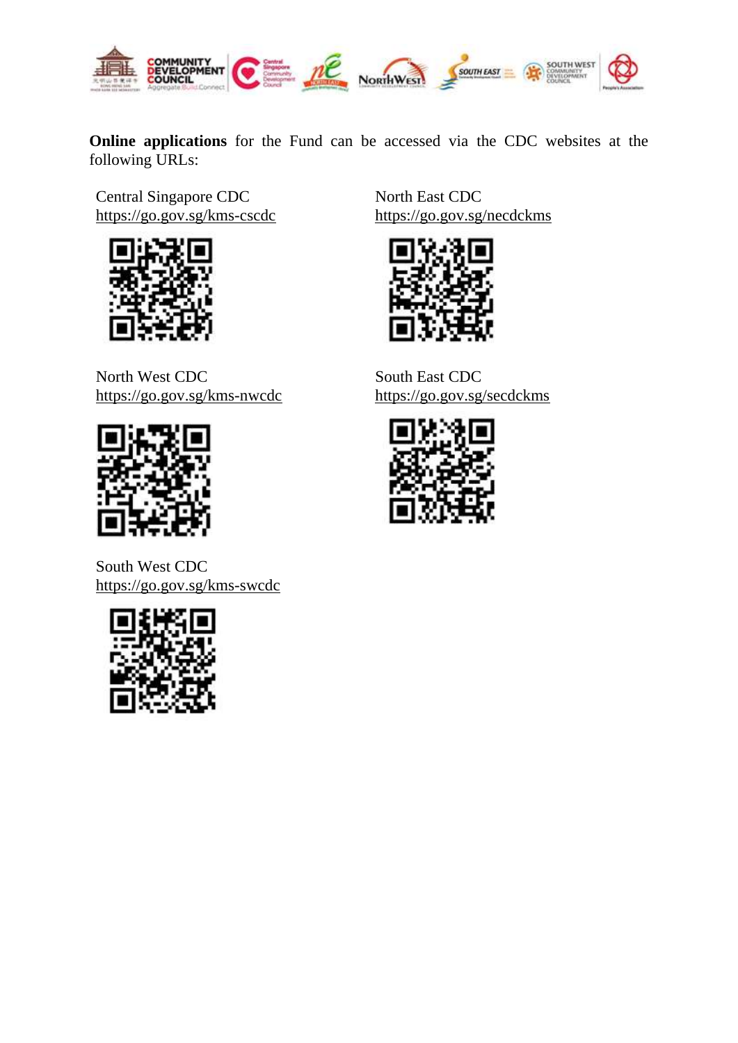**Online applications** for the Fund can be accessed via the CDC websites at the following URLs:

Central Singapore CDC
https://go.gov.sg/kms-cscdc

North East CDC
https://go.gov.sg/necdckms

North West CDC
https://go.gov.sg/kms-nwcdc

South East CDC
https://go.gov.sg/secdckms

South West CDC
https://go.gov.sg/kms-swcdc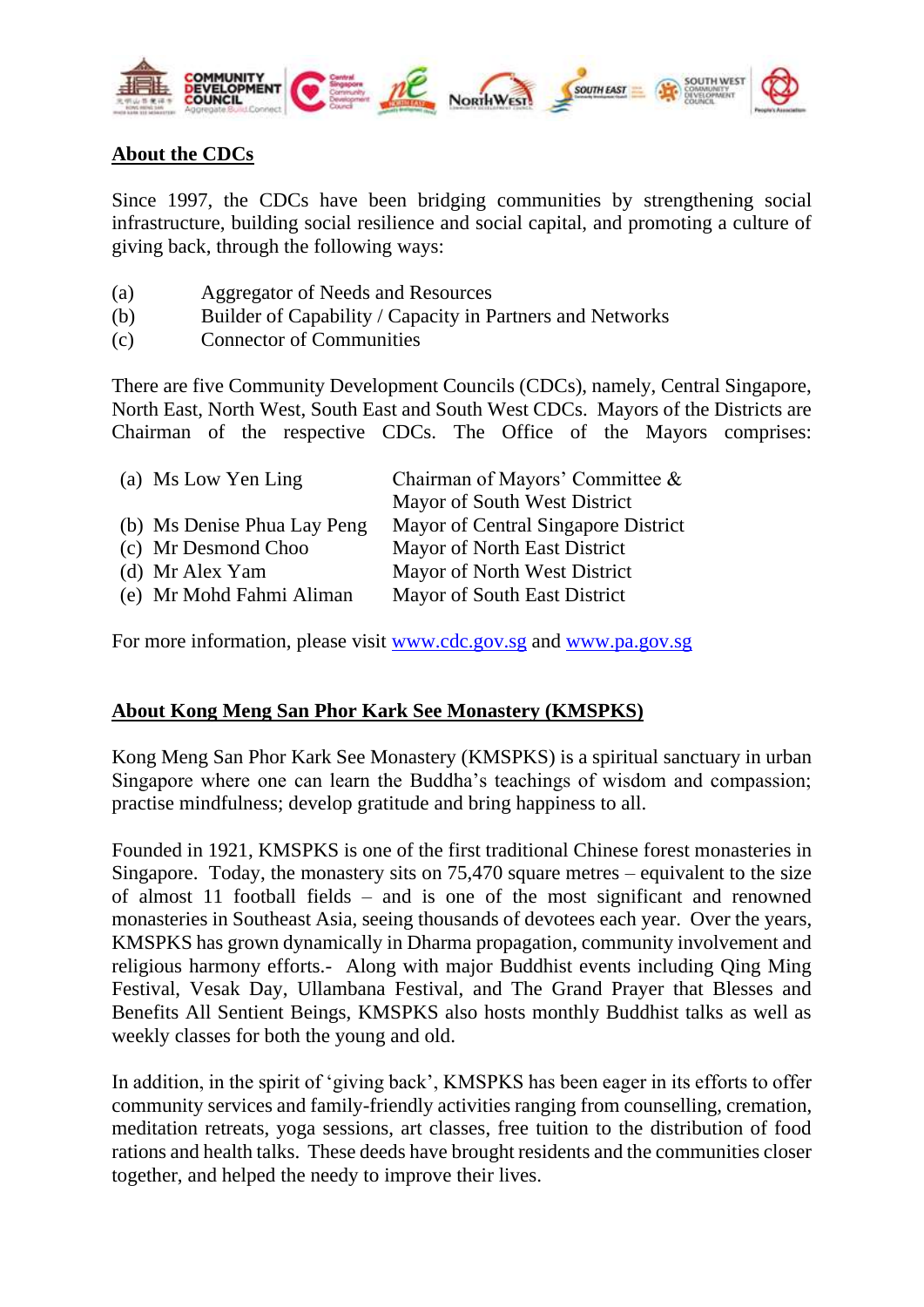## About the CDCs

Since 1997, the CDCs have been bridging communities by strengthening social infrastructure, building social resilience and social capital, and promoting a culture of giving back, through the following ways:

(a) Aggregator of Needs and Resources
(b) Builder of Capability / Capacity in Partners and Networks
(c) Connector of Communities

There are five Community Development Councils (CDCs), namely, Central Singapore, North East, North West, South East and South West CDCs. Mayors of the Districts are Chairman of the respective CDCs. The Office of the Mayors comprises:

| | |
|---|---|
| (a) Ms Low Yen Ling | Chairman of Mayors' Committee & Mayor of South West District |
| (b) Ms Denise Phua Lay Peng | Mayor of Central Singapore District |
| (c) Mr Desmond Choo | Mayor of North East District |
| (d) Mr Alex Yam | Mayor of North West District |
| (e) Mr Mohd Fahmi Aliman | Mayor of South East District |

For more information, please visit www.cdc.gov.sg and www.pa.gov.sg

## About Kong Meng San Phor Kark See Monastery (KMSPKS)

Kong Meng San Phor Kark See Monastery (KMSPKS) is a spiritual sanctuary in urban Singapore where one can learn the Buddha's teachings of wisdom and compassion; practise mindfulness; develop gratitude and bring happiness to all.

Founded in 1921, KMSPKS is one of the first traditional Chinese forest monasteries in Singapore. Today, the monastery sits on 75,470 square metres – equivalent to the size of almost 11 football fields – and is one of the most significant and renowned monasteries in Southeast Asia, seeing thousands of devotees each year. Over the years, KMSPKS has grown dynamically in Dharma propagation, community involvement and religious harmony efforts.- Along with major Buddhist events including Qing Ming Festival, Vesak Day, Ullambana Festival, and The Grand Prayer that Blesses and Benefits All Sentient Beings, KMSPKS also hosts monthly Buddhist talks as well as weekly classes for both the young and old.

In addition, in the spirit of 'giving back', KMSPKS has been eager in its efforts to offer community services and family-friendly activities ranging from counselling, cremation, meditation retreats, yoga sessions, art classes, free tuition to the distribution of food rations and health talks. These deeds have brought residents and the communities closer together, and helped the needy to improve their lives.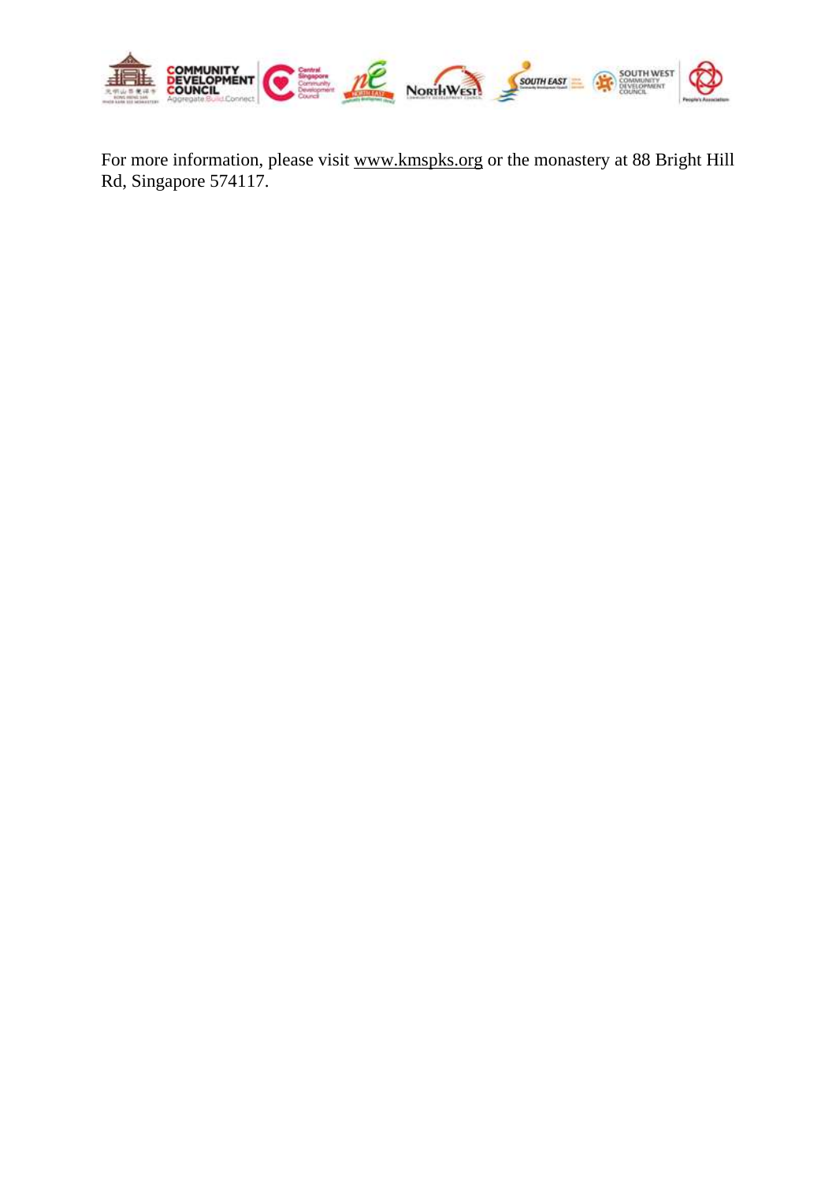For more information, please visit www.kmspks.org or the monastery at 88 Bright Hill Rd, Singapore 574117.